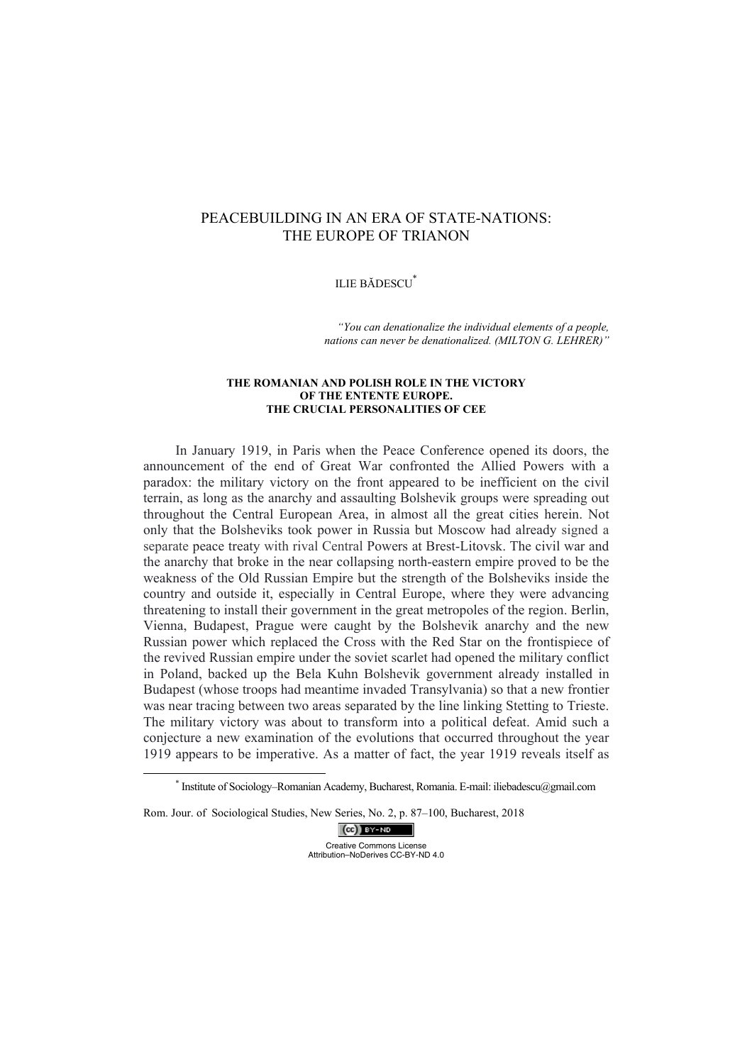# PEACEBUILDING IN AN ERA OF STATE-NATIONS: THE EUROPE OF TRIANON

ILIE BĂDESCU[*]

> *"You can denationalize the individual elements of a people, nations can never be denationalized. (MILTON G. LEHRER)"*

### THE ROMANIAN AND POLISH ROLE IN THE VICTORY OF THE ENTENTE EUROPE. THE CRUCIAL PERSONALITIES OF CEE

In January 1919, in Paris when the Peace Conference opened its doors, the announcement of the end of Great War confronted the Allied Powers with a paradox: the military victory on the front appeared to be inefficient on the civil terrain, as long as the anarchy and assaulting Bolshevik groups were spreading out throughout the Central European Area, in almost all the great cities herein. Not only that the Bolsheviks took power in Russia but Moscow had already signed a separate peace treaty with rival Central Powers at Brest-Litovsk. The civil war and the anarchy that broke in the near collapsing north-eastern empire proved to be the weakness of the Old Russian Empire but the strength of the Bolsheviks inside the country and outside it, especially in Central Europe, where they were advancing threatening to install their government in the great metropoles of the region. Berlin, Vienna, Budapest, Prague were caught by the Bolshevik anarchy and the new Russian power which replaced the Cross with the Red Star on the frontispiece of the revived Russian empire under the soviet scarlet had opened the military conflict in Poland, backed up the Bela Kuhn Bolshevik government already installed in Budapest (whose troops had meantime invaded Transylvania) so that a new frontier was near tracing between two areas separated by the line linking Stetting to Trieste. The military victory was about to transform into a political defeat. Amid such a conjecture a new examination of the evolutions that occurred throughout the year 1919 appears to be imperative. As a matter of fact, the year 1919 reveals itself as

[*] Institute of Sociology–Romanian Academy, Bucharest, Romania. E-mail: iliebadescu@gmail.com

Rom. Jour. of Sociological Studies, New Series, No. 2, p. 87–100, Bucharest, 2018

Creative Commons License Attribution–NoDerives CC-BY-ND 4.0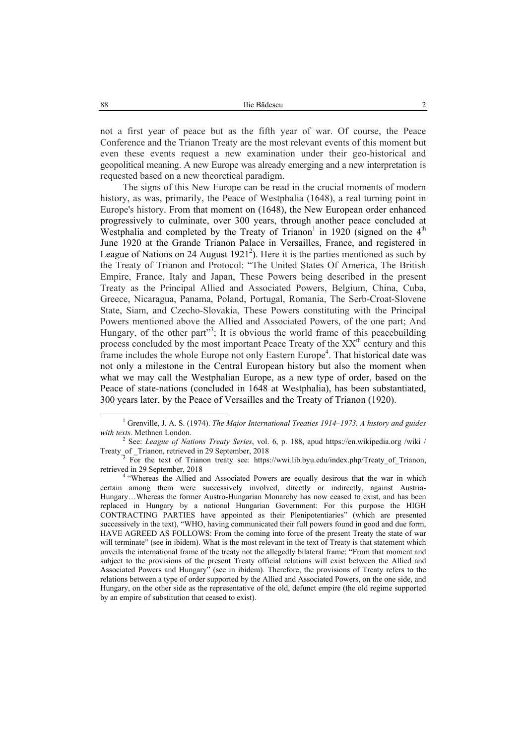not a first year of peace but as the fifth year of war. Of course, the Peace Conference and the Trianon Treaty are the most relevant events of this moment but even these events request a new examination under their geo-historical and geopolitical meaning. A new Europe was already emerging and a new interpretation is requested based on a new theoretical paradigm.

The signs of this New Europe can be read in the crucial moments of modern history, as was, primarily, the Peace of Westphalia (1648), a real turning point in Europe's history. From that moment on (1648), the New European order enhanced progressively to culminate, over 300 years, through another peace concluded at Westphalia and completed by the Treaty of Trianon[1] in 1920 (signed on the 4th June 1920 at the Grande Trianon Palace in Versailles, France, and registered in League of Nations on 24 August 1921[2]). Here it is the parties mentioned as such by the Treaty of Trianon and Protocol: "The United States Of America, The British Empire, France, Italy and Japan, These Powers being described in the present Treaty as the Principal Allied and Associated Powers, Belgium, China, Cuba, Greece, Nicaragua, Panama, Poland, Portugal, Romania, The Serb-Croat-Slovene State, Siam, and Czecho-Slovakia, These Powers constituting with the Principal Powers mentioned above the Allied and Associated Powers, of the one part; And Hungary, of the other part"[3]; It is obvious the world frame of this peacebuilding process concluded by the most important Peace Treaty of the XXth century and this frame includes the whole Europe not only Eastern Europe[4]. That historical date was not only a milestone in the Central European history but also the moment when what we may call the Westphalian Europe, as a new type of order, based on the Peace of state-nations (concluded in 1648 at Westphalia), has been substantiated, 300 years later, by the Peace of Versailles and the Treaty of Trianon (1920).

---

[1] Grenville, J. A. S. (1974). *The Major International Treaties 1914–1973. A history and guides with texts*. Methnen London.

[2] See: *League of Nations Treaty Series*, vol. 6, p. 188, apud https://en.wikipedia.org /wiki / Treaty_of _Trianon, retrieved in 29 September, 2018

[3] For the text of Trianon treaty see: https://wwi.lib.byu.edu/index.php/Treaty_of_Trianon, retrieved in 29 September, 2018

[4] "Whereas the Allied and Associated Powers are equally desirous that the war in which certain among them were successively involved, directly or indirectly, against Austria-Hungary…Whereas the former Austro-Hungarian Monarchy has now ceased to exist, and has been replaced in Hungary by a national Hungarian Government: For this purpose the HIGH CONTRACTING PARTIES have appointed as their Plenipotentiaries" (which are presented successively in the text), "WHO, having communicated their full powers found in good and due form, HAVE AGREED AS FOLLOWS: From the coming into force of the present Treaty the state of war will terminate" (see in ibidem). What is the most relevant in the text of Treaty is that statement which unveils the international frame of the treaty not the allegedly bilateral frame: "From that moment and subject to the provisions of the present Treaty official relations will exist between the Allied and Associated Powers and Hungary" (see in ibidem). Therefore, the provisions of Treaty refers to the relations between a type of order supported by the Allied and Associated Powers, on the one side, and Hungary, on the other side as the representative of the old, defunct empire (the old regime supported by an empire of substitution that ceased to exist).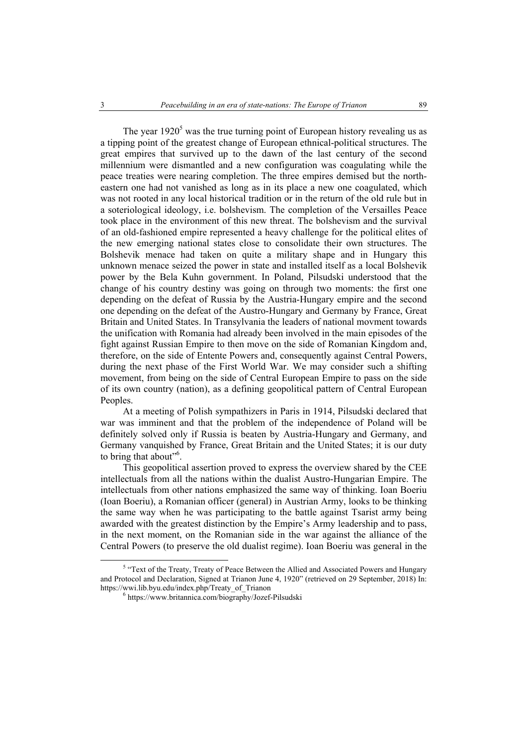The year 1920[5] was the true turning point of European history revealing us as a tipping point of the greatest change of European ethnical-political structures. The great empires that survived up to the dawn of the last century of the second millennium were dismantled and a new configuration was coagulating while the peace treaties were nearing completion. The three empires demised but the north-eastern one had not vanished as long as in its place a new one coagulated, which was not rooted in any local historical tradition or in the return of the old rule but in a soteriological ideology, i.e. bolshevism. The completion of the Versailles Peace took place in the environment of this new threat. The bolshevism and the survival of an old-fashioned empire represented a heavy challenge for the political elites of the new emerging national states close to consolidate their own structures. The Bolshevik menace had taken on quite a military shape and in Hungary this unknown menace seized the power in state and installed itself as a local Bolshevik power by the Bela Kuhn government. In Poland, Pilsudski understood that the change of his country destiny was going on through two moments: the first one depending on the defeat of Russia by the Austria-Hungary empire and the second one depending on the defeat of the Austro-Hungary and Germany by France, Great Britain and United States. In Transylvania the leaders of national movment towards the unification with Romania had already been involved in the main episodes of the fight against Russian Empire to then move on the side of Romanian Kingdom and, therefore, on the side of Entente Powers and, consequently against Central Powers, during the next phase of the First World War. We may consider such a shifting movement, from being on the side of Central European Empire to pass on the side of its own country (nation), as a defining geopolitical pattern of Central European Peoples.

At a meeting of Polish sympathizers in Paris in 1914, Pilsudski declared that war was imminent and that the problem of the independence of Poland will be definitely solved only if Russia is beaten by Austria-Hungary and Germany, and Germany vanquished by France, Great Britain and the United States; it is our duty to bring that about"[6].

This geopolitical assertion proved to express the overview shared by the CEE intellectuals from all the nations within the dualist Austro-Hungarian Empire. The intellectuals from other nations emphasized the same way of thinking. Ioan Boeriu (Ioan Boeriu), a Romanian officer (general) in Austrian Army, looks to be thinking the same way when he was participating to the battle against Tsarist army being awarded with the greatest distinction by the Empire's Army leadership and to pass, in the next moment, on the Romanian side in the war against the alliance of the Central Powers (to preserve the old dualist regime). Ioan Boeriu was general in the

---

[5] "Text of the Treaty, Treaty of Peace Between the Allied and Associated Powers and Hungary and Protocol and Declaration, Signed at Trianon June 4, 1920" (retrieved on 29 September, 2018) In: https://wwi.lib.byu.edu/index.php/Treaty_of_Trianon

[6] https://www.britannica.com/biography/Jozef-Pilsudski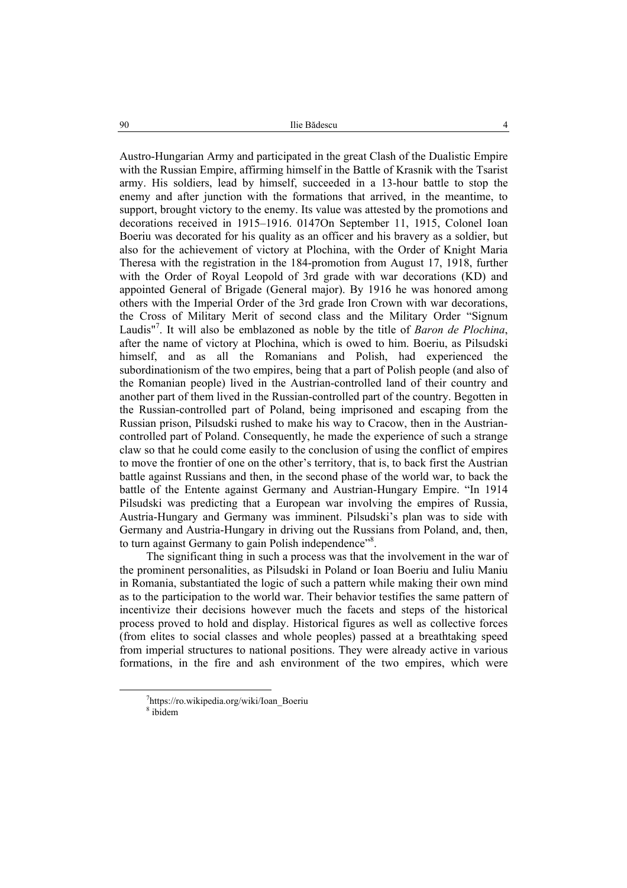Austro-Hungarian Army and participated in the great Clash of the Dualistic Empire with the Russian Empire, affirming himself in the Battle of Krasnik with the Tsarist army. His soldiers, lead by himself, succeeded in a 13-hour battle to stop the enemy and after junction with the formations that arrived, in the meantime, to support, brought victory to the enemy. Its value was attested by the promotions and decorations received in 1915–1916. 0147On September 11, 1915, Colonel Ioan Boeriu was decorated for his quality as an officer and his bravery as a soldier, but also for the achievement of victory at Plochina, with the Order of Knight Maria Theresa with the registration in the 184-promotion from August 17, 1918, further with the Order of Royal Leopold of 3rd grade with war decorations (KD) and appointed General of Brigade (General major). By 1916 he was honored among others with the Imperial Order of the 3rd grade Iron Crown with war decorations, the Cross of Military Merit of second class and the Military Order "Signum Laudis"[7]. It will also be emblazoned as noble by the title of *Baron de Plochina*, after the name of victory at Plochina, which is owed to him. Boeriu, as Pilsudski himself, and as all the Romanians and Polish, had experienced the subordinationism of the two empires, being that a part of Polish people (and also of the Romanian people) lived in the Austrian-controlled land of their country and another part of them lived in the Russian-controlled part of the country. Begotten in the Russian-controlled part of Poland, being imprisoned and escaping from the Russian prison, Pilsudski rushed to make his way to Cracow, then in the Austrian-controlled part of Poland. Consequently, he made the experience of such a strange claw so that he could come easily to the conclusion of using the conflict of empires to move the frontier of one on the other's territory, that is, to back first the Austrian battle against Russians and then, in the second phase of the world war, to back the battle of the Entente against Germany and Austrian-Hungary Empire. "In 1914 Pilsudski was predicting that a European war involving the empires of Russia, Austria-Hungary and Germany was imminent. Pilsudski's plan was to side with Germany and Austria-Hungary in driving out the Russians from Poland, and, then, to turn against Germany to gain Polish independence"[8].

The significant thing in such a process was that the involvement in the war of the prominent personalities, as Pilsudski in Poland or Ioan Boeriu and Iuliu Maniu in Romania, substantiated the logic of such a pattern while making their own mind as to the participation to the world war. Their behavior testifies the same pattern of incentivize their decisions however much the facets and steps of the historical process proved to hold and display. Historical figures as well as collective forces (from elites to social classes and whole peoples) passed at a breathtaking speed from imperial structures to national positions. They were already active in various formations, in the fire and ash environment of the two empires, which were

[7] https://ro.wikipedia.org/wiki/Ioan_Boeriu

[8] ibidem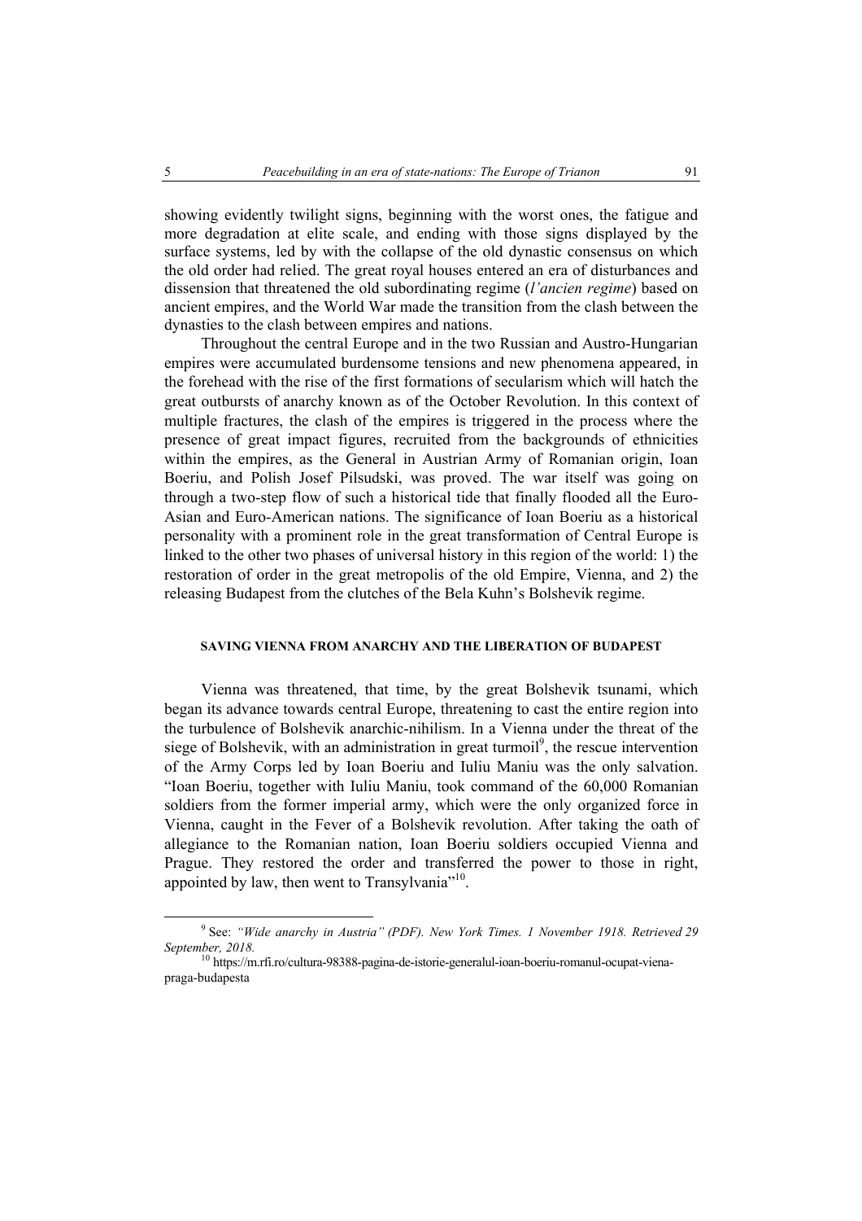showing evidently twilight signs, beginning with the worst ones, the fatigue and more degradation at elite scale, and ending with those signs displayed by the surface systems, led by with the collapse of the old dynastic consensus on which the old order had relied. The great royal houses entered an era of disturbances and dissension that threatened the old subordinating regime (*l'ancien regime*) based on ancient empires, and the World War made the transition from the clash between the dynasties to the clash between empires and nations.

Throughout the central Europe and in the two Russian and Austro-Hungarian empires were accumulated burdensome tensions and new phenomena appeared, in the forehead with the rise of the first formations of secularism which will hatch the great outbursts of anarchy known as of the October Revolution. In this context of multiple fractures, the clash of the empires is triggered in the process where the presence of great impact figures, recruited from the backgrounds of ethnicities within the empires, as the General in Austrian Army of Romanian origin, Ioan Boeriu, and Polish Josef Pilsudski, was proved. The war itself was going on through a two-step flow of such a historical tide that finally flooded all the Euro-Asian and Euro-American nations. The significance of Ioan Boeriu as a historical personality with a prominent role in the great transformation of Central Europe is linked to the other two phases of universal history in this region of the world: 1) the restoration of order in the great metropolis of the old Empire, Vienna, and 2) the releasing Budapest from the clutches of the Bela Kuhn's Bolshevik regime.

## SAVING VIENNA FROM ANARCHY AND THE LIBERATION OF BUDAPEST

Vienna was threatened, that time, by the great Bolshevik tsunami, which began its advance towards central Europe, threatening to cast the entire region into the turbulence of Bolshevik anarchic-nihilism. In a Vienna under the threat of the siege of Bolshevik, with an administration in great turmoil[9], the rescue intervention of the Army Corps led by Ioan Boeriu and Iuliu Maniu was the only salvation. "Ioan Boeriu, together with Iuliu Maniu, took command of the 60,000 Romanian soldiers from the former imperial army, which were the only organized force in Vienna, caught in the Fever of a Bolshevik revolution. After taking the oath of allegiance to the Romanian nation, Ioan Boeriu soldiers occupied Vienna and Prague. They restored the order and transferred the power to those in right, appointed by law, then went to Transylvania"[10].

---

[9] See: *"Wide anarchy in Austria" (PDF). New York Times. 1 November 1918. Retrieved 29 September, 2018.*

[10] https://m.rfi.ro/cultura-98388-pagina-de-istorie-generalul-ioan-boeriu-romanul-ocupat-viena-praga-budapesta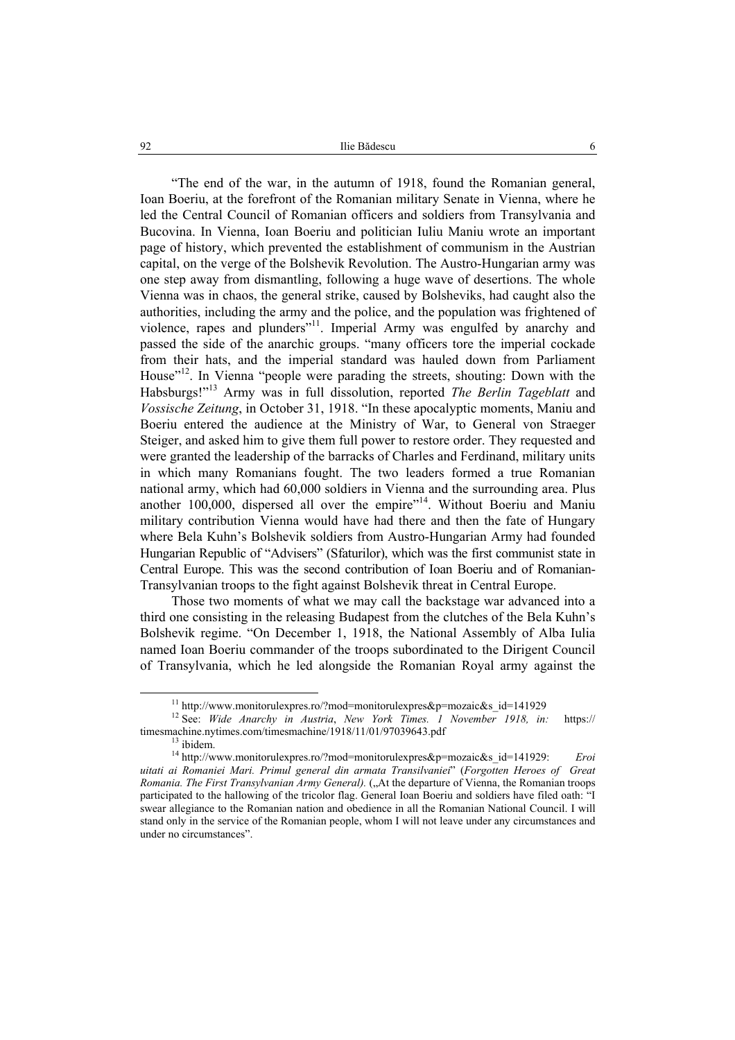"The end of the war, in the autumn of 1918, found the Romanian general, Ioan Boeriu, at the forefront of the Romanian military Senate in Vienna, where he led the Central Council of Romanian officers and soldiers from Transylvania and Bucovina. In Vienna, Ioan Boeriu and politician Iuliu Maniu wrote an important page of history, which prevented the establishment of communism in the Austrian capital, on the verge of the Bolshevik Revolution. The Austro-Hungarian army was one step away from dismantling, following a huge wave of desertions. The whole Vienna was in chaos, the general strike, caused by Bolsheviks, had caught also the authorities, including the army and the police, and the population was frightened of violence, rapes and plunders"[11]. Imperial Army was engulfed by anarchy and passed the side of the anarchic groups. "many officers tore the imperial cockade from their hats, and the imperial standard was hauled down from Parliament House"[12]. In Vienna "people were parading the streets, shouting: Down with the Habsburgs!"[13] Army was in full dissolution, reported *The Berlin Tageblatt* and *Vossische Zeitung*, in October 31, 1918. "In these apocalyptic moments, Maniu and Boeriu entered the audience at the Ministry of War, to General von Straeger Steiger, and asked him to give them full power to restore order. They requested and were granted the leadership of the barracks of Charles and Ferdinand, military units in which many Romanians fought. The two leaders formed a true Romanian national army, which had 60,000 soldiers in Vienna and the surrounding area. Plus another 100,000, dispersed all over the empire"[14]. Without Boeriu and Maniu military contribution Vienna would have had there and then the fate of Hungary where Bela Kuhn's Bolshevik soldiers from Austro-Hungarian Army had founded Hungarian Republic of "Advisers" (Sfaturilor), which was the first communist state in Central Europe. This was the second contribution of Ioan Boeriu and of Romanian-Transylvanian troops to the fight against Bolshevik threat in Central Europe.

Those two moments of what we may call the backstage war advanced into a third one consisting in the releasing Budapest from the clutches of the Bela Kuhn's Bolshevik regime. "On December 1, 1918, the National Assembly of Alba Iulia named Ioan Boeriu commander of the troops subordinated to the Dirigent Council of Transylvania, which he led alongside the Romanian Royal army against the

---

[11] http://www.monitorulexpres.ro/?mod=monitorulexpres&p=mozaic&s_id=141929

[12] See: *Wide Anarchy in Austria*, *New York Times. 1 November 1918, in:* https:// timesmachine.nytimes.com/timesmachine/1918/11/01/97039643.pdf

[13] ibidem.

[14] http://www.monitorulexpres.ro/?mod=monitorulexpres&p=mozaic&s_id=141929: *Eroi uitati ai Romaniei Mari. Primul general din armata Transilvaniei*" (*Forgotten Heroes of Great Romania. The First Transylvanian Army General).* („At the departure of Vienna, the Romanian troops participated to the hallowing of the tricolor flag. General Ioan Boeriu and soldiers have filed oath: "I swear allegiance to the Romanian nation and obedience in all the Romanian National Council. I will stand only in the service of the Romanian people, whom I will not leave under any circumstances and under no circumstances".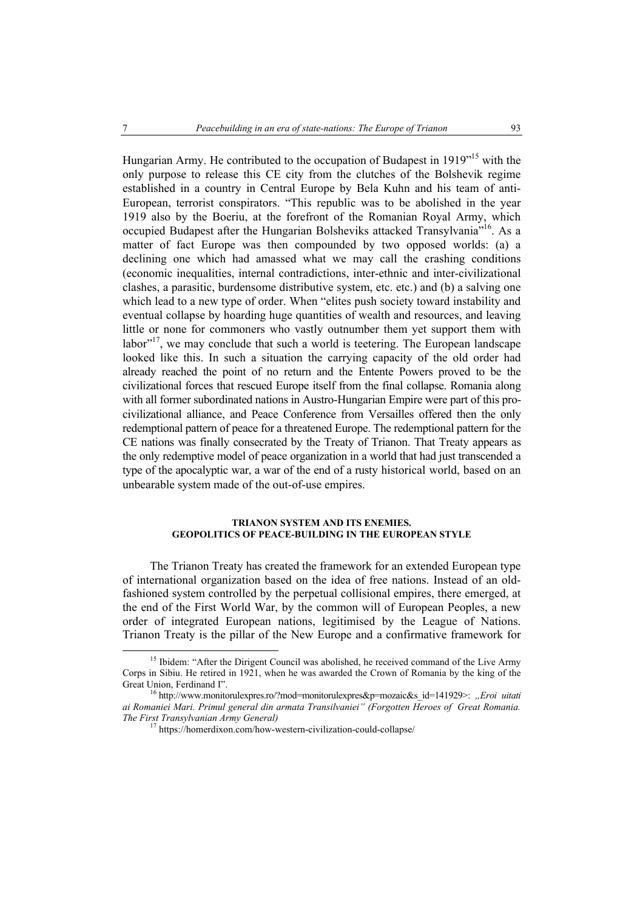Hungarian Army. He contributed to the occupation of Budapest in 1919"[15] with the only purpose to release this CE city from the clutches of the Bolshevik regime established in a country in Central Europe by Bela Kuhn and his team of anti-European, terrorist conspirators. "This republic was to be abolished in the year 1919 also by the Boeriu, at the forefront of the Romanian Royal Army, which occupied Budapest after the Hungarian Bolsheviks attacked Transylvania"[16]. As a matter of fact Europe was then compounded by two opposed worlds: (a) a declining one which had amassed what we may call the crashing conditions (economic inequalities, internal contradictions, inter-ethnic and inter-civilizational clashes, a parasitic, burdensome distributive system, etc. etc.) and (b) a salving one which lead to a new type of order. When "elites push society toward instability and eventual collapse by hoarding huge quantities of wealth and resources, and leaving little or none for commoners who vastly outnumber them yet support them with labor"[17], we may conclude that such a world is teetering. The European landscape looked like this. In such a situation the carrying capacity of the old order had already reached the point of no return and the Entente Powers proved to be the civilizational forces that rescued Europe itself from the final collapse. Romania along with all former subordinated nations in Austro-Hungarian Empire were part of this pro-civilizational alliance, and Peace Conference from Versailles offered then the only redemptional pattern of peace for a threatened Europe. The redemptional pattern for the CE nations was finally consecrated by the Treaty of Trianon. That Treaty appears as the only redemptive model of peace organization in a world that had just transcended a type of the apocalyptic war, a war of the end of a rusty historical world, based on an unbearable system made of the out-of-use empires.

## TRIANON SYSTEM AND ITS ENEMIES. GEOPOLITICS OF PEACE-BUILDING IN THE EUROPEAN STYLE

The Trianon Treaty has created the framework for an extended European type of international organization based on the idea of free nations. Instead of an old-fashioned system controlled by the perpetual collisional empires, there emerged, at the end of the First World War, by the common will of European Peoples, a new order of integrated European nations, legitimised by the League of Nations. Trianon Treaty is the pillar of the New Europe and a confirmative framework for

---

[15] Ibidem: "After the Dirigent Council was abolished, he received command of the Live Army Corps in Sibiu. He retired in 1921, when he was awarded the Crown of Romania by the king of the Great Union, Ferdinand I".

[16] http://www.monitorulexpres.ro/?mod=monitorulexpres&p=mozaic&s_id=141929>: *„Eroi uitati ai Romaniei Mari. Primul general din armata Transilvaniei" (Forgotten Heroes of Great Romania. The First Transylvanian Army General)*

[17] https://homerdixon.com/how-western-civilization-could-collapse/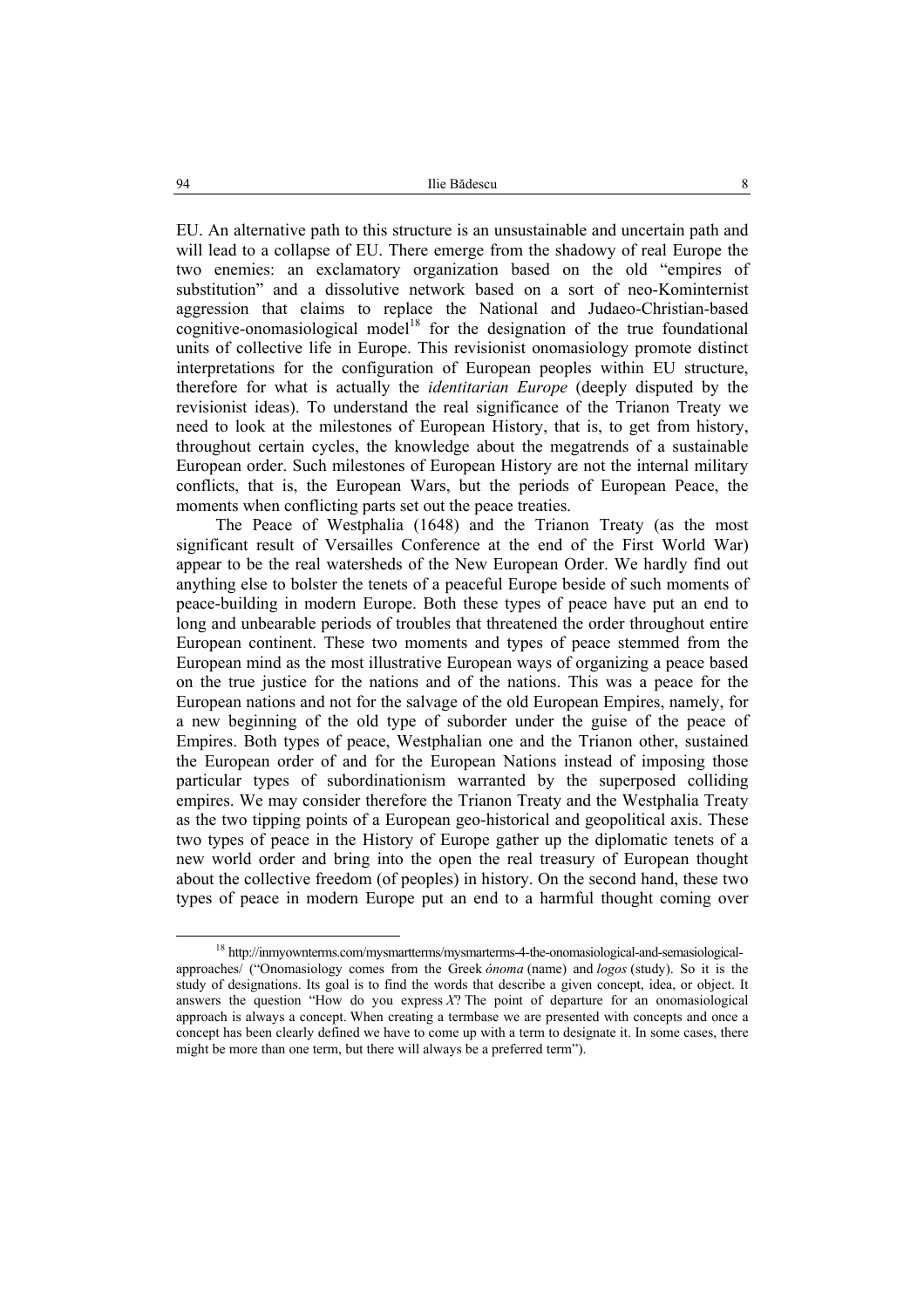EU. An alternative path to this structure is an unsustainable and uncertain path and will lead to a collapse of EU. There emerge from the shadowy of real Europe the two enemies: an exclamatory organization based on the old "empires of substitution" and a dissolutive network based on a sort of neo-Kominternist aggression that claims to replace the National and Judaeo-Christian-based cognitive-onomasiological model[18] for the designation of the true foundational units of collective life in Europe. This revisionist onomasiology promote distinct interpretations for the configuration of European peoples within EU structure, therefore for what is actually the *identitarian Europe* (deeply disputed by the revisionist ideas). To understand the real significance of the Trianon Treaty we need to look at the milestones of European History, that is, to get from history, throughout certain cycles, the knowledge about the megatrends of a sustainable European order. Such milestones of European History are not the internal military conflicts, that is, the European Wars, but the periods of European Peace, the moments when conflicting parts set out the peace treaties.

The Peace of Westphalia (1648) and the Trianon Treaty (as the most significant result of Versailles Conference at the end of the First World War) appear to be the real watersheds of the New European Order. We hardly find out anything else to bolster the tenets of a peaceful Europe beside of such moments of peace-building in modern Europe. Both these types of peace have put an end to long and unbearable periods of troubles that threatened the order throughout entire European continent. These two moments and types of peace stemmed from the European mind as the most illustrative European ways of organizing a peace based on the true justice for the nations and of the nations. This was a peace for the European nations and not for the salvage of the old European Empires, namely, for a new beginning of the old type of suborder under the guise of the peace of Empires. Both types of peace, Westphalian one and the Trianon other, sustained the European order of and for the European Nations instead of imposing those particular types of subordinationism warranted by the superposed colliding empires. We may consider therefore the Trianon Treaty and the Westphalia Treaty as the two tipping points of a European geo-historical and geopolitical axis. These two types of peace in the History of Europe gather up the diplomatic tenets of a new world order and bring into the open the real treasury of European thought about the collective freedom (of peoples) in history. On the second hand, these two types of peace in modern Europe put an end to a harmful thought coming over

---

[18] http://inmyownterms.com/mysmartterms/mysmarterms-4-the-onomasiological-and-semasiological-approaches/ ("Onomasiology comes from the Greek *ónoma* (name) and *logos* (study). So it is the study of designations. Its goal is to find the words that describe a given concept, idea, or object. It answers the question "How do you express *X*? The point of departure for an onomasiological approach is always a concept. When creating a termbase we are presented with concepts and once a concept has been clearly defined we have to come up with a term to designate it. In some cases, there might be more than one term, but there will always be a preferred term").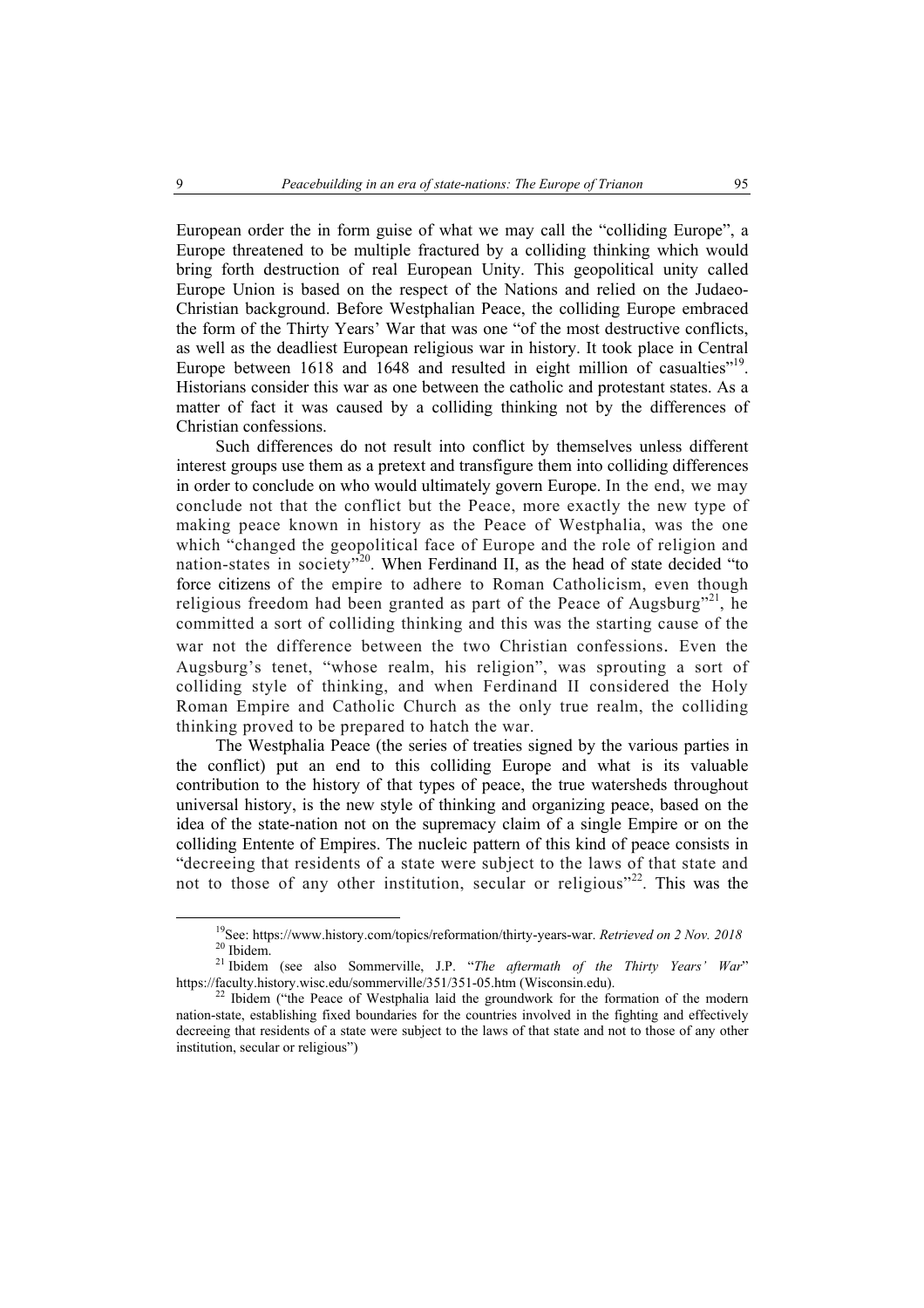European order the in form guise of what we may call the "colliding Europe", a Europe threatened to be multiple fractured by a colliding thinking which would bring forth destruction of real European Unity. This geopolitical unity called Europe Union is based on the respect of the Nations and relied on the Judaeo-Christian background. Before Westphalian Peace, the colliding Europe embraced the form of the Thirty Years' War that was one "of the most destructive conflicts, as well as the deadliest European religious war in history. It took place in Central Europe between 1618 and 1648 and resulted in eight million of casualties"[19]. Historians consider this war as one between the catholic and protestant states. As a matter of fact it was caused by a colliding thinking not by the differences of Christian confessions.

Such differences do not result into conflict by themselves unless different interest groups use them as a pretext and transfigure them into colliding differences in order to conclude on who would ultimately govern Europe. In the end, we may conclude not that the conflict but the Peace, more exactly the new type of making peace known in history as the Peace of Westphalia, was the one which "changed the geopolitical face of Europe and the role of religion and nation-states in society"[20]. When Ferdinand II, as the head of state decided "to force citizens of the empire to adhere to Roman Catholicism, even though religious freedom had been granted as part of the Peace of Augsburg"[21], he committed a sort of colliding thinking and this was the starting cause of the war not the difference between the two Christian confessions. Even the Augsburg's tenet, "whose realm, his religion", was sprouting a sort of colliding style of thinking, and when Ferdinand II considered the Holy Roman Empire and Catholic Church as the only true realm, the colliding thinking proved to be prepared to hatch the war.

The Westphalia Peace (the series of treaties signed by the various parties in the conflict) put an end to this colliding Europe and what is its valuable contribution to the history of that types of peace, the true watersheds throughout universal history, is the new style of thinking and organizing peace, based on the idea of the state-nation not on the supremacy claim of a single Empire or on the colliding Entente of Empires. The nucleic pattern of this kind of peace consists in "decreeing that residents of a state were subject to the laws of that state and not to those of any other institution, secular or religious"[22]. This was the

---

[19] See: https://www.history.com/topics/reformation/thirty-years-war. *Retrieved on 2 Nov. 2018*

[20] Ibidem.

[21] Ibidem (see also Sommerville, J.P. "*The aftermath of the Thirty Years' War*" https://faculty.history.wisc.edu/sommerville/351/351-05.htm (Wisconsin.edu).

[22] Ibidem ("the Peace of Westphalia laid the groundwork for the formation of the modern nation-state, establishing fixed boundaries for the countries involved in the fighting and effectively decreeing that residents of a state were subject to the laws of that state and not to those of any other institution, secular or religious")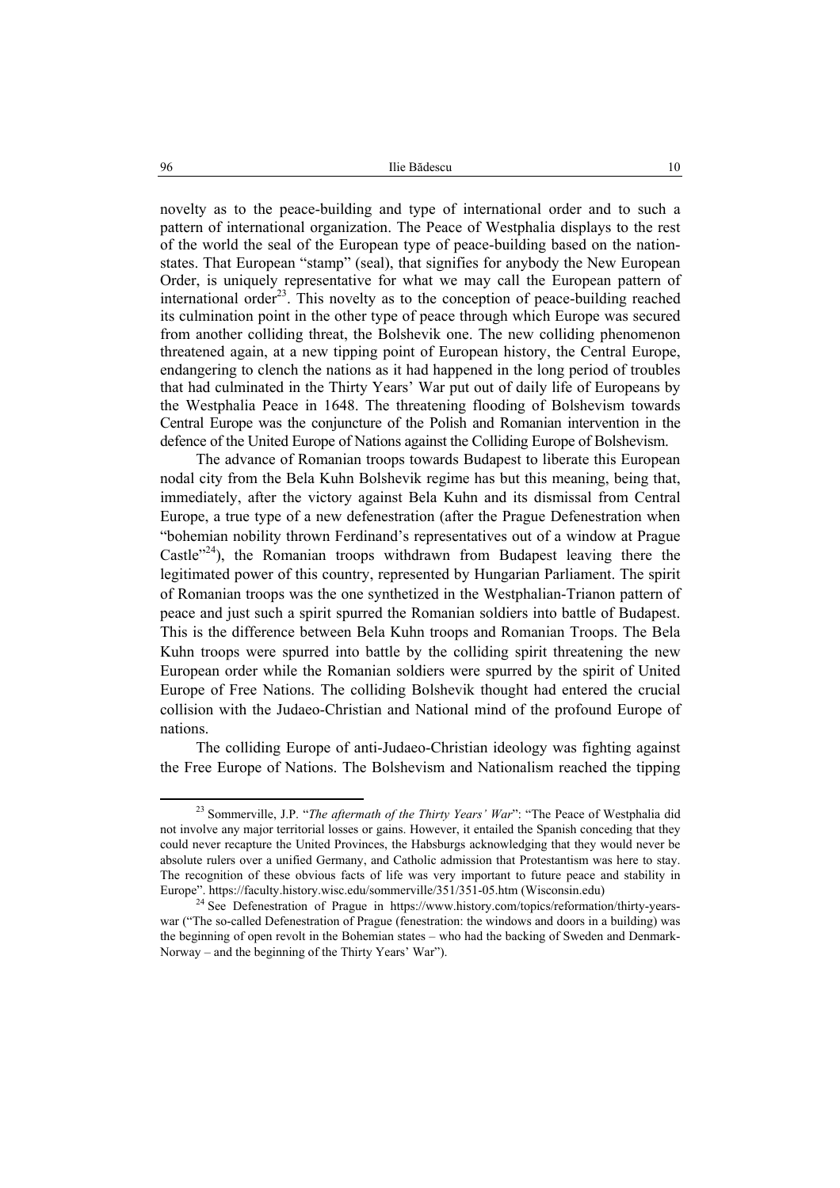novelty as to the peace-building and type of international order and to such a pattern of international organization. The Peace of Westphalia displays to the rest of the world the seal of the European type of peace-building based on the nation-states. That European "stamp" (seal), that signifies for anybody the New European Order, is uniquely representative for what we may call the European pattern of international order[23]. This novelty as to the conception of peace-building reached its culmination point in the other type of peace through which Europe was secured from another colliding threat, the Bolshevik one. The new colliding phenomenon threatened again, at a new tipping point of European history, the Central Europe, endangering to clench the nations as it had happened in the long period of troubles that had culminated in the Thirty Years' War put out of daily life of Europeans by the Westphalia Peace in 1648. The threatening flooding of Bolshevism towards Central Europe was the conjuncture of the Polish and Romanian intervention in the defence of the United Europe of Nations against the Colliding Europe of Bolshevism.

The advance of Romanian troops towards Budapest to liberate this European nodal city from the Bela Kuhn Bolshevik regime has but this meaning, being that, immediately, after the victory against Bela Kuhn and its dismissal from Central Europe, a true type of a new defenestration (after the Prague Defenestration when "bohemian nobility thrown Ferdinand's representatives out of a window at Prague Castle"[24]), the Romanian troops withdrawn from Budapest leaving there the legitimated power of this country, represented by Hungarian Parliament. The spirit of Romanian troops was the one synthetized in the Westphalian-Trianon pattern of peace and just such a spirit spurred the Romanian soldiers into battle of Budapest. This is the difference between Bela Kuhn troops and Romanian Troops. The Bela Kuhn troops were spurred into battle by the colliding spirit threatening the new European order while the Romanian soldiers were spurred by the spirit of United Europe of Free Nations. The colliding Bolshevik thought had entered the crucial collision with the Judaeo-Christian and National mind of the profound Europe of nations.

The colliding Europe of anti-Judaeo-Christian ideology was fighting against the Free Europe of Nations. The Bolshevism and Nationalism reached the tipping

---

[23] Sommerville, J.P. "*The aftermath of the Thirty Years' War*": "The Peace of Westphalia did not involve any major territorial losses or gains. However, it entailed the Spanish conceding that they could never recapture the United Provinces, the Habsburgs acknowledging that they would never be absolute rulers over a unified Germany, and Catholic admission that Protestantism was here to stay. The recognition of these obvious facts of life was very important to future peace and stability in Europe". https://faculty.history.wisc.edu/sommerville/351/351-05.htm (Wisconsin.edu)

[24] See Defenestration of Prague in https://www.history.com/topics/reformation/thirty-years-war ("The so-called Defenestration of Prague (fenestration: the windows and doors in a building) was the beginning of open revolt in the Bohemian states – who had the backing of Sweden and Denmark-Norway – and the beginning of the Thirty Years' War").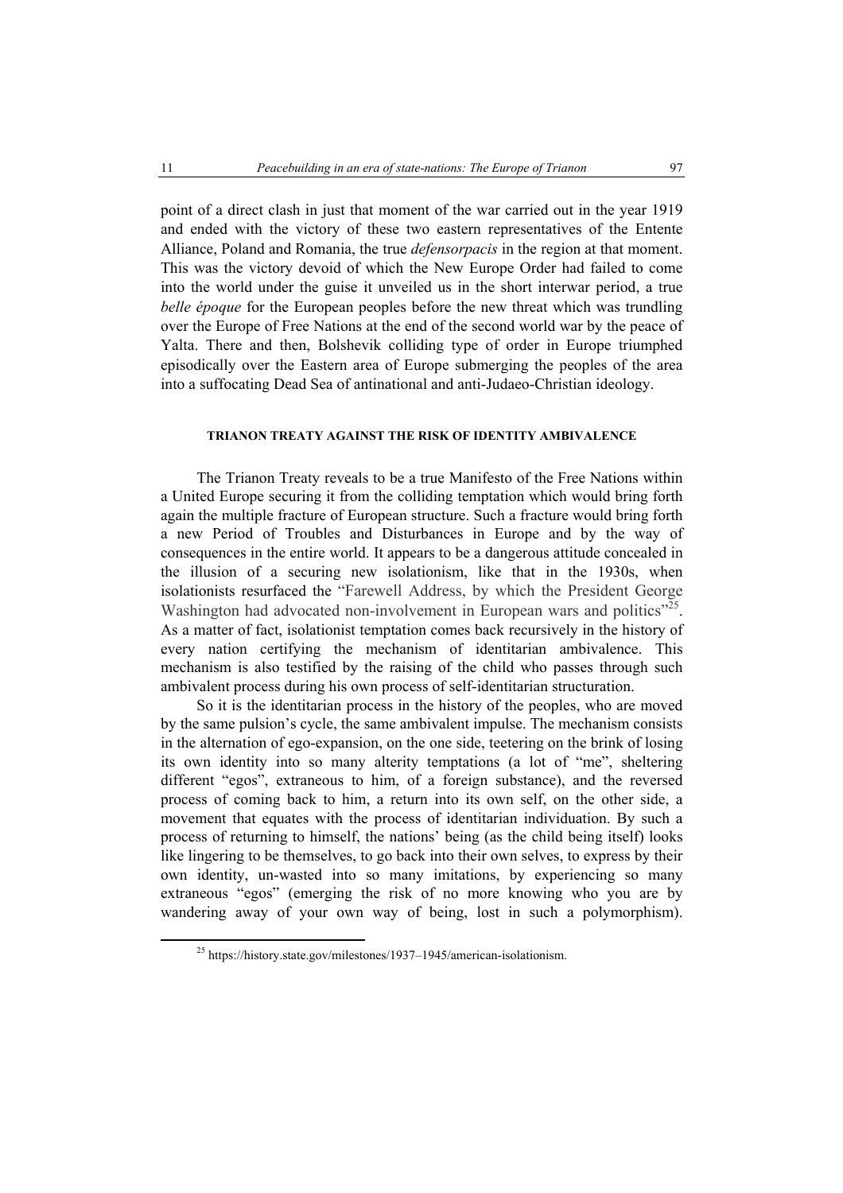point of a direct clash in just that moment of the war carried out in the year 1919 and ended with the victory of these two eastern representatives of the Entente Alliance, Poland and Romania, the true *defensorpacis* in the region at that moment. This was the victory devoid of which the New Europe Order had failed to come into the world under the guise it unveiled us in the short interwar period, a true *belle époque* for the European peoples before the new threat which was trundling over the Europe of Free Nations at the end of the second world war by the peace of Yalta. There and then, Bolshevik colliding type of order in Europe triumphed episodically over the Eastern area of Europe submerging the peoples of the area into a suffocating Dead Sea of antinational and anti-Judaeo-Christian ideology.

## TRIANON TREATY AGAINST THE RISK OF IDENTITY AMBIVALENCE

The Trianon Treaty reveals to be a true Manifesto of the Free Nations within a United Europe securing it from the colliding temptation which would bring forth again the multiple fracture of European structure. Such a fracture would bring forth a new Period of Troubles and Disturbances in Europe and by the way of consequences in the entire world. It appears to be a dangerous attitude concealed in the illusion of a securing new isolationism, like that in the 1930s, when isolationists resurfaced the "Farewell Address, by which the President George Washington had advocated non-involvement in European wars and politics"[25]. As a matter of fact, isolationist temptation comes back recursively in the history of every nation certifying the mechanism of identitarian ambivalence. This mechanism is also testified by the raising of the child who passes through such ambivalent process during his own process of self-identitarian structuration.

So it is the identitarian process in the history of the peoples, who are moved by the same pulsion's cycle, the same ambivalent impulse. The mechanism consists in the alternation of ego-expansion, on the one side, teetering on the brink of losing its own identity into so many alterity temptations (a lot of "me", sheltering different "egos", extraneous to him, of a foreign substance), and the reversed process of coming back to him, a return into its own self, on the other side, a movement that equates with the process of identitarian individuation. By such a process of returning to himself, the nations' being (as the child being itself) looks like lingering to be themselves, to go back into their own selves, to express by their own identity, un-wasted into so many imitations, by experiencing so many extraneous "egos" (emerging the risk of no more knowing who you are by wandering away of your own way of being, lost in such a polymorphism).

[25] https://history.state.gov/milestones/1937–1945/american-isolationism.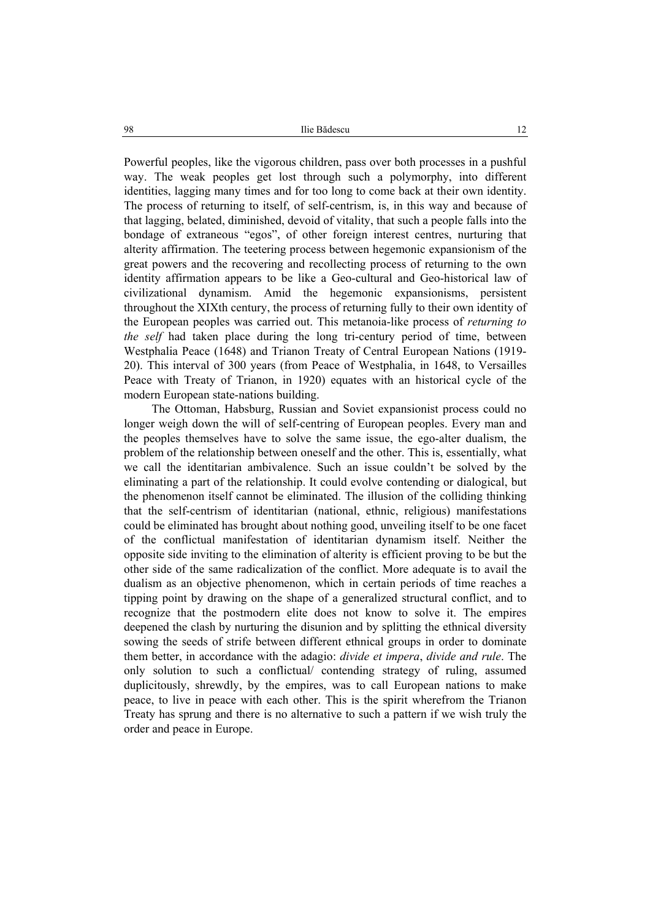Powerful peoples, like the vigorous children, pass over both processes in a pushful way. The weak peoples get lost through such a polymorphy, into different identities, lagging many times and for too long to come back at their own identity. The process of returning to itself, of self-centrism, is, in this way and because of that lagging, belated, diminished, devoid of vitality, that such a people falls into the bondage of extraneous "egos", of other foreign interest centres, nurturing that alterity affirmation. The teetering process between hegemonic expansionism of the great powers and the recovering and recollecting process of returning to the own identity affirmation appears to be like a Geo-cultural and Geo-historical law of civilizational dynamism. Amid the hegemonic expansionisms, persistent throughout the XIXth century, the process of returning fully to their own identity of the European peoples was carried out. This metanoia-like process of *returning to the self* had taken place during the long tri-century period of time, between Westphalia Peace (1648) and Trianon Treaty of Central European Nations (1919-20). This interval of 300 years (from Peace of Westphalia, in 1648, to Versailles Peace with Treaty of Trianon, in 1920) equates with an historical cycle of the modern European state-nations building.

The Ottoman, Habsburg, Russian and Soviet expansionist process could no longer weigh down the will of self-centring of European peoples. Every man and the peoples themselves have to solve the same issue, the ego-alter dualism, the problem of the relationship between oneself and the other. This is, essentially, what we call the identitarian ambivalence. Such an issue couldn't be solved by the eliminating a part of the relationship. It could evolve contending or dialogical, but the phenomenon itself cannot be eliminated. The illusion of the colliding thinking that the self-centrism of identitarian (national, ethnic, religious) manifestations could be eliminated has brought about nothing good, unveiling itself to be one facet of the conflictual manifestation of identitarian dynamism itself. Neither the opposite side inviting to the elimination of alterity is efficient proving to be but the other side of the same radicalization of the conflict. More adequate is to avail the dualism as an objective phenomenon, which in certain periods of time reaches a tipping point by drawing on the shape of a generalized structural conflict, and to recognize that the postmodern elite does not know to solve it. The empires deepened the clash by nurturing the disunion and by splitting the ethnical diversity sowing the seeds of strife between different ethnical groups in order to dominate them better, in accordance with the adagio: *divide et impera*, *divide and rule*. The only solution to such a conflictual/ contending strategy of ruling, assumed duplicitously, shrewdly, by the empires, was to call European nations to make peace, to live in peace with each other. This is the spirit wherefrom the Trianon Treaty has sprung and there is no alternative to such a pattern if we wish truly the order and peace in Europe.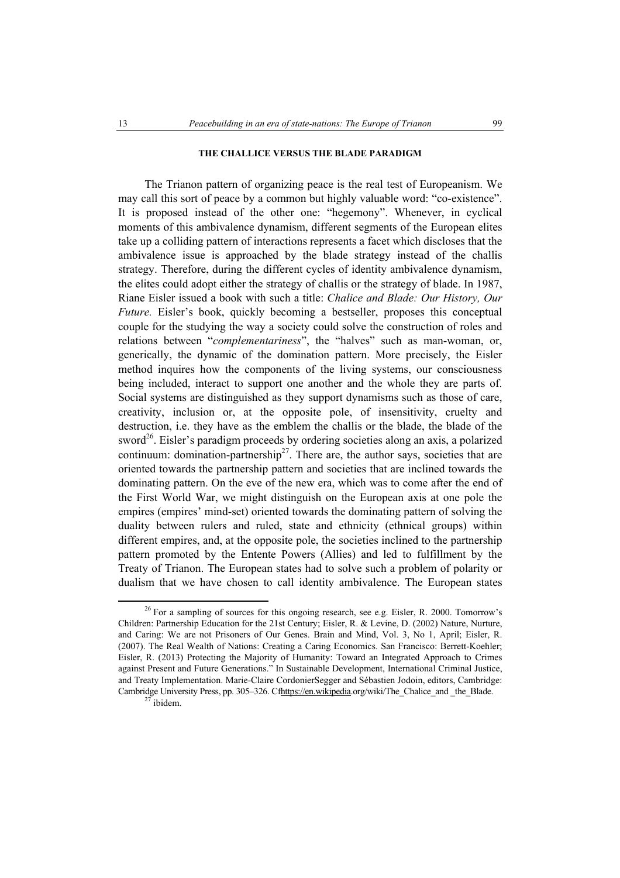### THE CHALLICE VERSUS THE BLADE PARADIGM

The Trianon pattern of organizing peace is the real test of Europeanism. We may call this sort of peace by a common but highly valuable word: "co-existence". It is proposed instead of the other one: "hegemony". Whenever, in cyclical moments of this ambivalence dynamism, different segments of the European elites take up a colliding pattern of interactions represents a facet which discloses that the ambivalence issue is approached by the blade strategy instead of the challis strategy. Therefore, during the different cycles of identity ambivalence dynamism, the elites could adopt either the strategy of challis or the strategy of blade. In 1987, Riane Eisler issued a book with such a title: *Chalice and Blade: Our History, Our Future.* Eisler's book, quickly becoming a bestseller, proposes this conceptual couple for the studying the way a society could solve the construction of roles and relations between "*complementariness*", the "halves" such as man-woman, or, generically, the dynamic of the domination pattern. More precisely, the Eisler method inquires how the components of the living systems, our consciousness being included, interact to support one another and the whole they are parts of. Social systems are distinguished as they support dynamisms such as those of care, creativity, inclusion or, at the opposite pole, of insensitivity, cruelty and destruction, i.e. they have as the emblem the challis or the blade, the blade of the sword[26]. Eisler's paradigm proceeds by ordering societies along an axis, a polarized continuum: domination-partnership[27]. There are, the author says, societies that are oriented towards the partnership pattern and societies that are inclined towards the dominating pattern. On the eve of the new era, which was to come after the end of the First World War, we might distinguish on the European axis at one pole the empires (empires' mind-set) oriented towards the dominating pattern of solving the duality between rulers and ruled, state and ethnicity (ethnical groups) within different empires, and, at the opposite pole, the societies inclined to the partnership pattern promoted by the Entente Powers (Allies) and led to fulfillment by the Treaty of Trianon. The European states had to solve such a problem of polarity or dualism that we have chosen to call identity ambivalence. The European states

---

[26] For a sampling of sources for this ongoing research, see e.g. Eisler, R. 2000. Tomorrow's Children: Partnership Education for the 21st Century; Eisler, R. & Levine, D. (2002) Nature, Nurture, and Caring: We are not Prisoners of Our Genes. Brain and Mind, Vol. 3, No 1, April; Eisler, R. (2007). The Real Wealth of Nations: Creating a Caring Economics. San Francisco: Berrett-Koehler; Eisler, R. (2013) Protecting the Majority of Humanity: Toward an Integrated Approach to Crimes against Present and Future Generations." In Sustainable Development, International Criminal Justice, and Treaty Implementation. Marie-Claire CordonierSegger and Sébastien Jodoin, editors, Cambridge: Cambridge University Press, pp. 305–326. Cfhttps://en.wikipedia.org/wiki/The_Chalice_and _the_Blade.

[27] ibidem.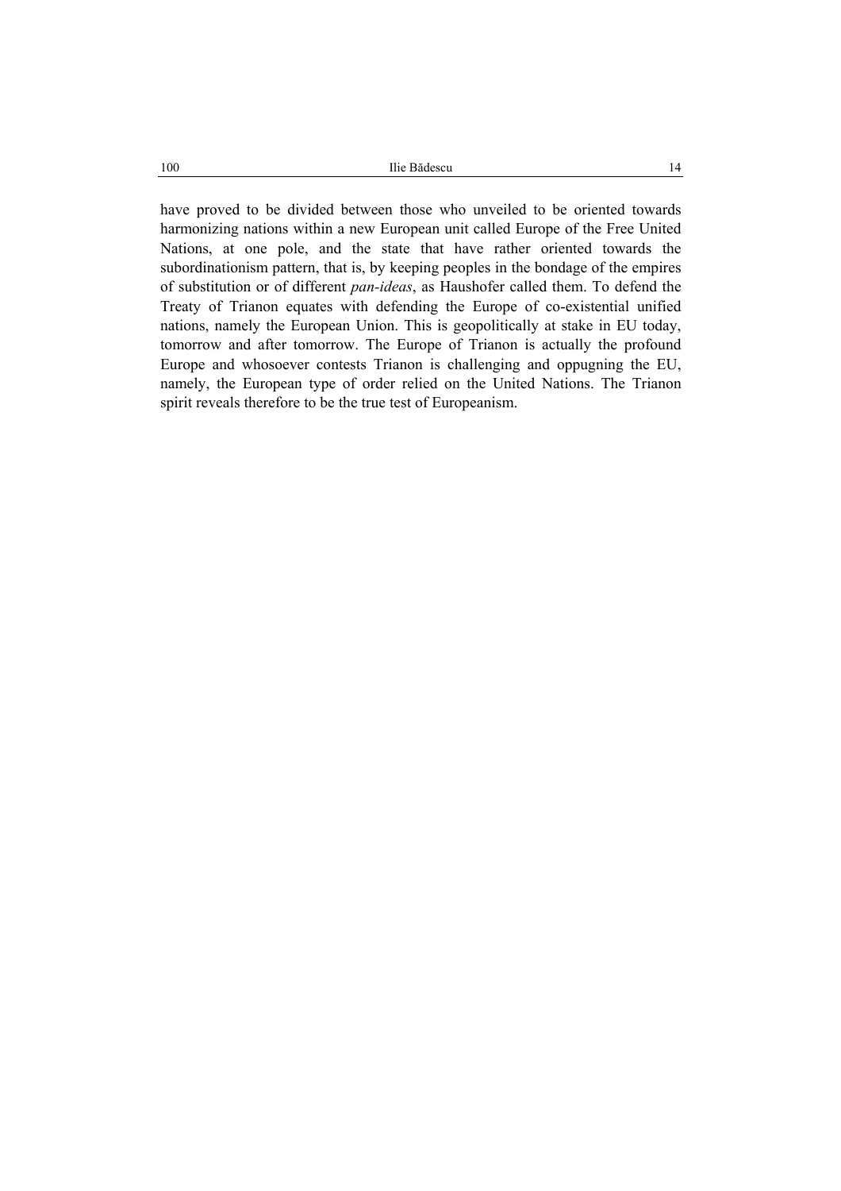have proved to be divided between those who unveiled to be oriented towards harmonizing nations within a new European unit called Europe of the Free United Nations, at one pole, and the state that have rather oriented towards the subordinationism pattern, that is, by keeping peoples in the bondage of the empires of substitution or of different *pan-ideas*, as Haushofer called them. To defend the Treaty of Trianon equates with defending the Europe of co-existential unified nations, namely the European Union. This is geopolitically at stake in EU today, tomorrow and after tomorrow. The Europe of Trianon is actually the profound Europe and whosoever contests Trianon is challenging and oppugning the EU, namely, the European type of order relied on the United Nations. The Trianon spirit reveals therefore to be the true test of Europeanism.